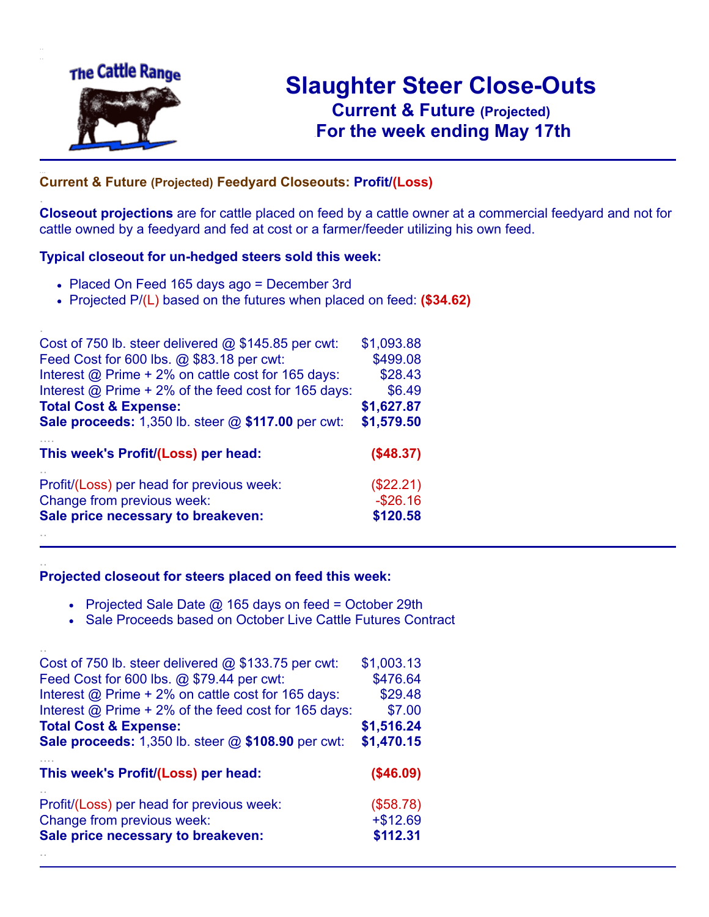The Cattle Range

# Slaughter Steer Close-Outs

## Current & Future (Projected)

## For the week ending May 17th

---

### Current & Future (Projected) Feedyard Closeouts: Profit/(Loss)

**Closeout projections** are for cattle placed on feed by a cattle owner at a commercial feedyard and not for cattle owned by a feedyard and fed at cost or a farmer/feeder utilizing his own feed.

**Typical closeout for un-hedged steers sold this week:**

- Placed On Feed 165 days ago = December 3rd
- Projected P/(L) based on the futures when placed on feed: **($34.62)**

| | |
|---|---|
| Cost of 750 lb. steer delivered @ $145.85 per cwt: | $1,093.88 |
| Feed Cost for 600 lbs. @ $83.18 per cwt: | $499.08 |
| Interest @ Prime + 2% on cattle cost for 165 days: | $28.43 |
| Interest @ Prime + 2% of the feed cost for 165 days: | $6.49 |
| **Total Cost & Expense:** | **$1,627.87** |
| **Sale proceeds:** 1,350 lb. steer @ **$117.00** per cwt: | **$1,579.50** |
| **This week's Profit/(Loss) per head:** | **($48.37)** |
| Profit/(Loss) per head for previous week: | ($22.21) |
| Change from previous week: | -$26.16 |
| **Sale price necessary to breakeven:** | **$120.58** |

---

**Projected closeout for steers placed on feed this week:**

- Projected Sale Date @ 165 days on feed = October 29th
- Sale Proceeds based on October Live Cattle Futures Contract

| | |
|---|---|
| Cost of 750 lb. steer delivered @ $133.75 per cwt: | $1,003.13 |
| Feed Cost for 600 lbs. @ $79.44 per cwt: | $476.64 |
| Interest @ Prime + 2% on cattle cost for 165 days: | $29.48 |
| Interest @ Prime + 2% of the feed cost for 165 days: | $7.00 |
| **Total Cost & Expense:** | **$1,516.24** |
| **Sale proceeds:** 1,350 lb. steer @ **$108.90** per cwt: | **$1,470.15** |
| **This week's Profit/(Loss) per head:** | **($46.09)** |
| Profit/(Loss) per head for previous week: | ($58.78) |
| Change from previous week: | +$12.69 |
| **Sale price necessary to breakeven:** | **$112.31** |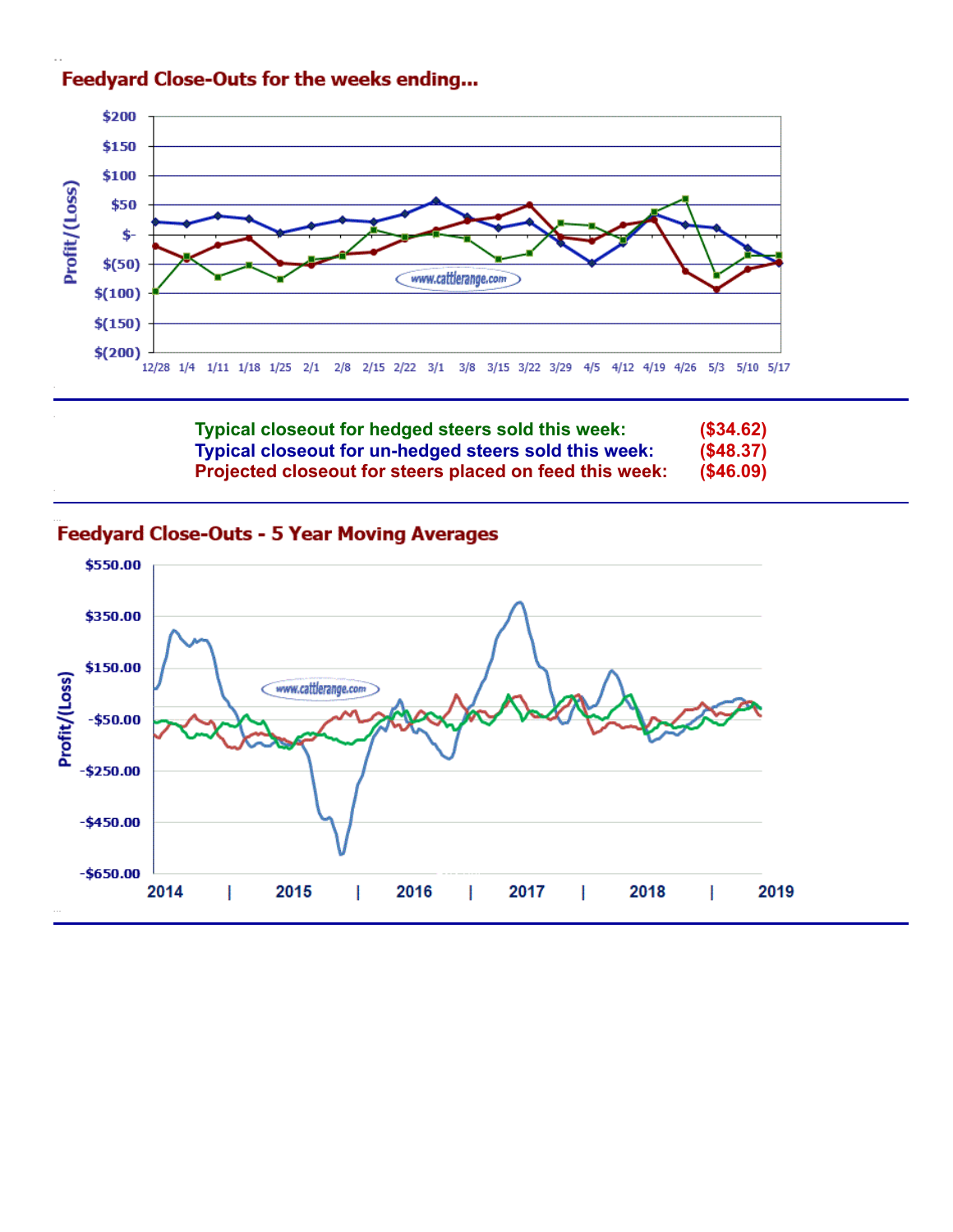## Feedyard Close-Outs for the weeks ending...

Profit/(Loss)

$200
$150
$100
$50
$-
$(50)
$(100)
$(150)
$(200)

12/28 1/4 1/11 1/18 1/25 2/1 2/8 2/15 2/22 3/1 3/8 3/15 3/22 3/29 4/5 4/12 4/19 4/26 5/3 5/10 5/17

www.cattlerange.com

| | |
|---|---|
| Typical closeout for hedged steers sold this week: | ($34.62) |
| Typical closeout for un-hedged steers sold this week: | ($48.37) |
| Projected closeout for steers placed on feed this week: | ($46.09) |

## Feedyard Close-Outs - 5 Year Moving Averages

Profit/(Loss)

$550.00
$350.00
$150.00
-$50.00
-$250.00
-$450.00
-$650.00

2014 | 2015 | 2016 | 2017 | 2018 | 2019

www.cattlerange.com